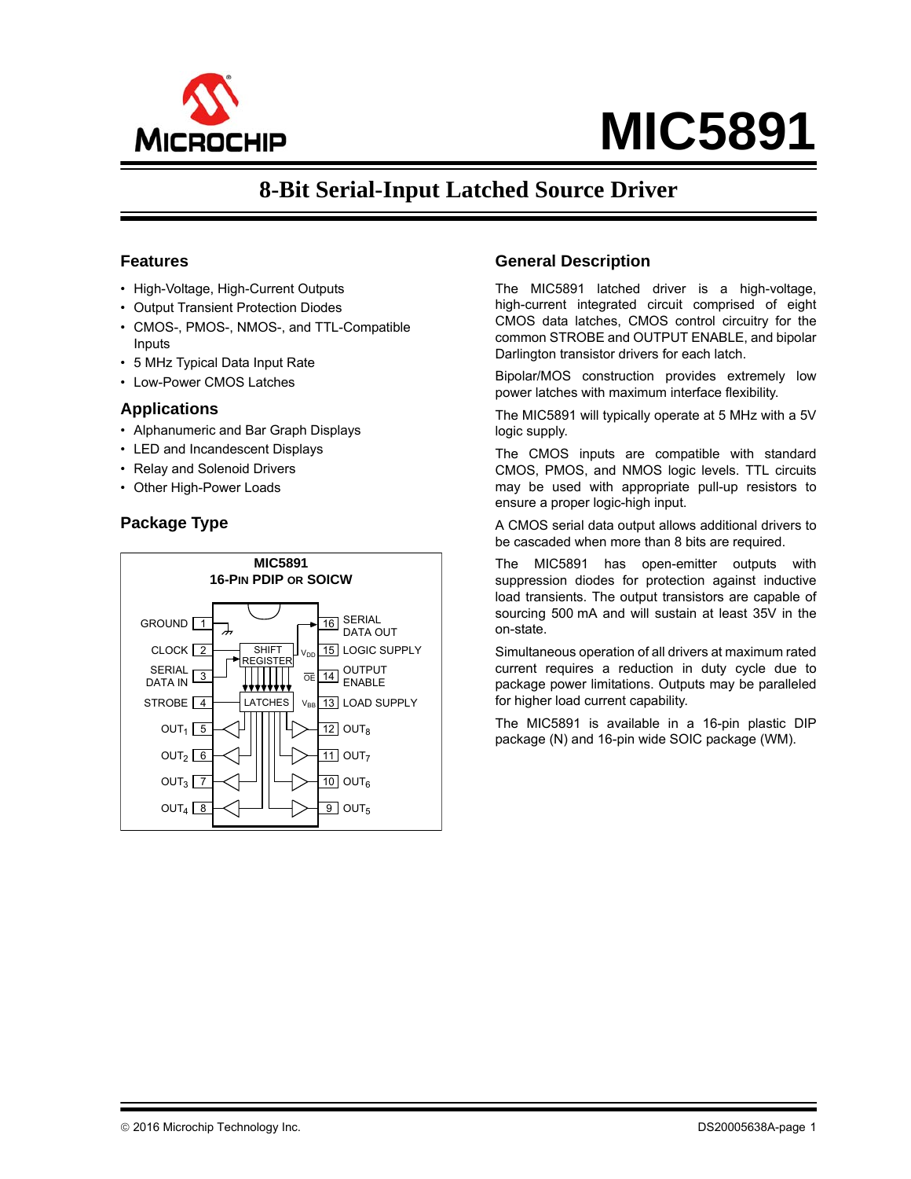# MIC5891

## 8-Bit Serial-Input Latched Source Driver

## Features

- High-Voltage, High-Current Outputs
- Output Transient Protection Diodes
- CMOS-, PMOS-, NMOS-, and TTL-Compatible Inputs
- 5 MHz Typical Data Input Rate
- Low-Power CMOS Latches

## Applications

- Alphanumeric and Bar Graph Displays
- LED and Incandescent Displays
- Relay and Solenoid Drivers
- Other High-Power Loads

## Package Type

MIC5891
16-PIN PDIP OR SOICW

| Pin | Name | Pin | Name |
|---|---|---|---|
| 1 | GROUND | 16 | SERIAL DATA OUT |
| 2 | CLOCK | 15 | LOGIC SUPPLY ($V_{DD}$) |
| 3 | SERIAL DATA IN | 14 | OUTPUT ENABLE ($\overline{OE}$) |
| 4 | STROBE | 13 | LOAD SUPPLY ($V_{BB}$) |
| 5 | $OUT_1$ | 12 | $OUT_8$ |
| 6 | $OUT_2$ | 11 | $OUT_7$ |
| 7 | $OUT_3$ | 10 | $OUT_6$ |
| 8 | $OUT_4$ | 9 | $OUT_5$ |

## General Description

The MIC5891 latched driver is a high-voltage, high-current integrated circuit comprised of eight CMOS data latches, CMOS control circuitry for the common STROBE and OUTPUT ENABLE, and bipolar Darlington transistor drivers for each latch.

Bipolar/MOS construction provides extremely low power latches with maximum interface flexibility.

The MIC5891 will typically operate at 5 MHz with a 5V logic supply.

The CMOS inputs are compatible with standard CMOS, PMOS, and NMOS logic levels. TTL circuits may be used with appropriate pull-up resistors to ensure a proper logic-high input.

A CMOS serial data output allows additional drivers to be cascaded when more than 8 bits are required.

The MIC5891 has open-emitter outputs with suppression diodes for protection against inductive load transients. The output transistors are capable of sourcing 500 mA and will sustain at least 35V in the on-state.

Simultaneous operation of all drivers at maximum rated current requires a reduction in duty cycle due to package power limitations. Outputs may be paralleled for higher load current capability.

The MIC5891 is available in a 16-pin plastic DIP package (N) and 16-pin wide SOIC package (WM).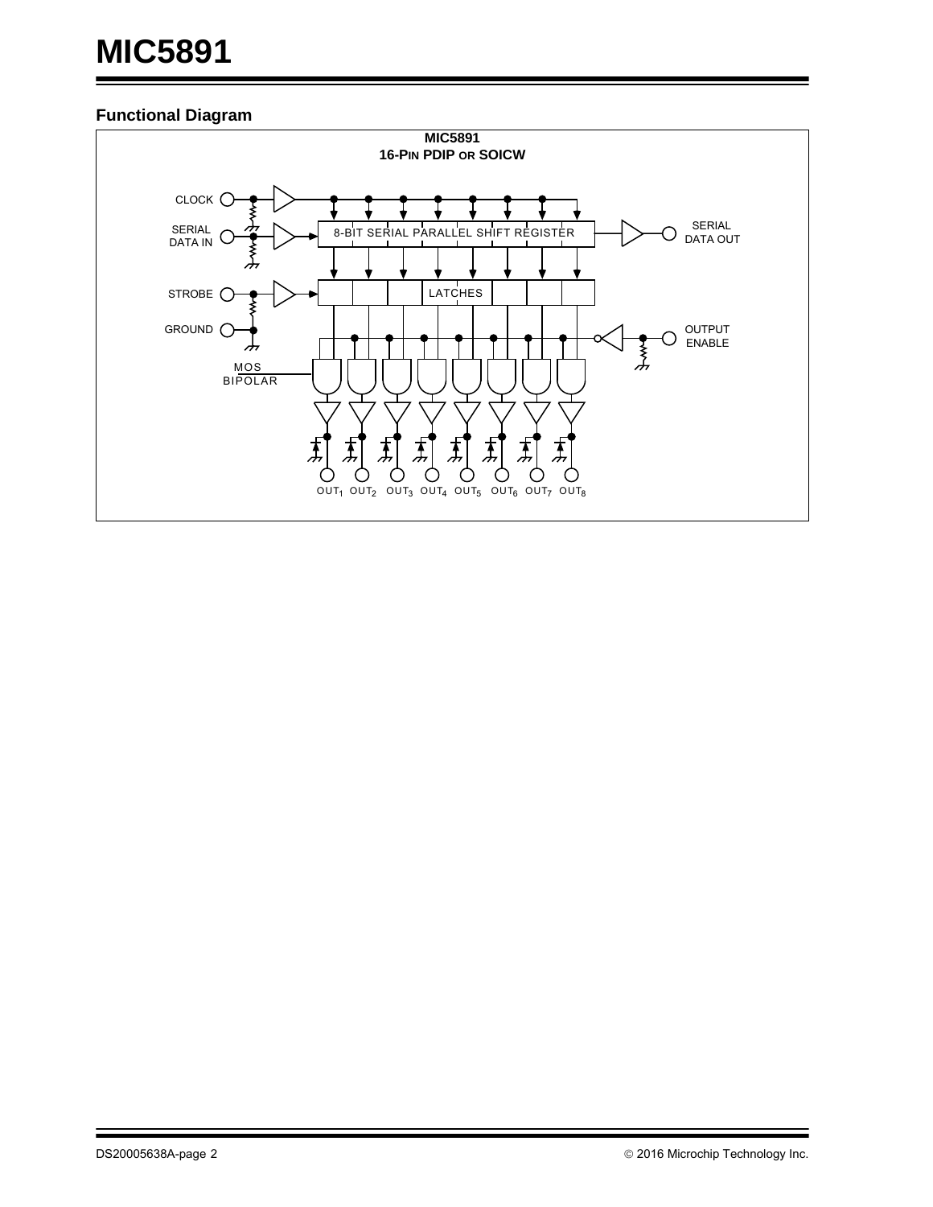## Functional Diagram

**MIC5891**
**16-PIN PDIP OR SOICW**

CLOCK

SERIAL DATA IN

STROBE

GROUND

8-BIT SERIAL PARALLEL SHIFT REGISTER

LATCHES

SERIAL DATA OUT

OUTPUT ENABLE

MOS
BIPOLAR

$OUT_1$ $OUT_2$ $OUT_3$ $OUT_4$ $OUT_5$ $OUT_6$ $OUT_7$ $OUT_8$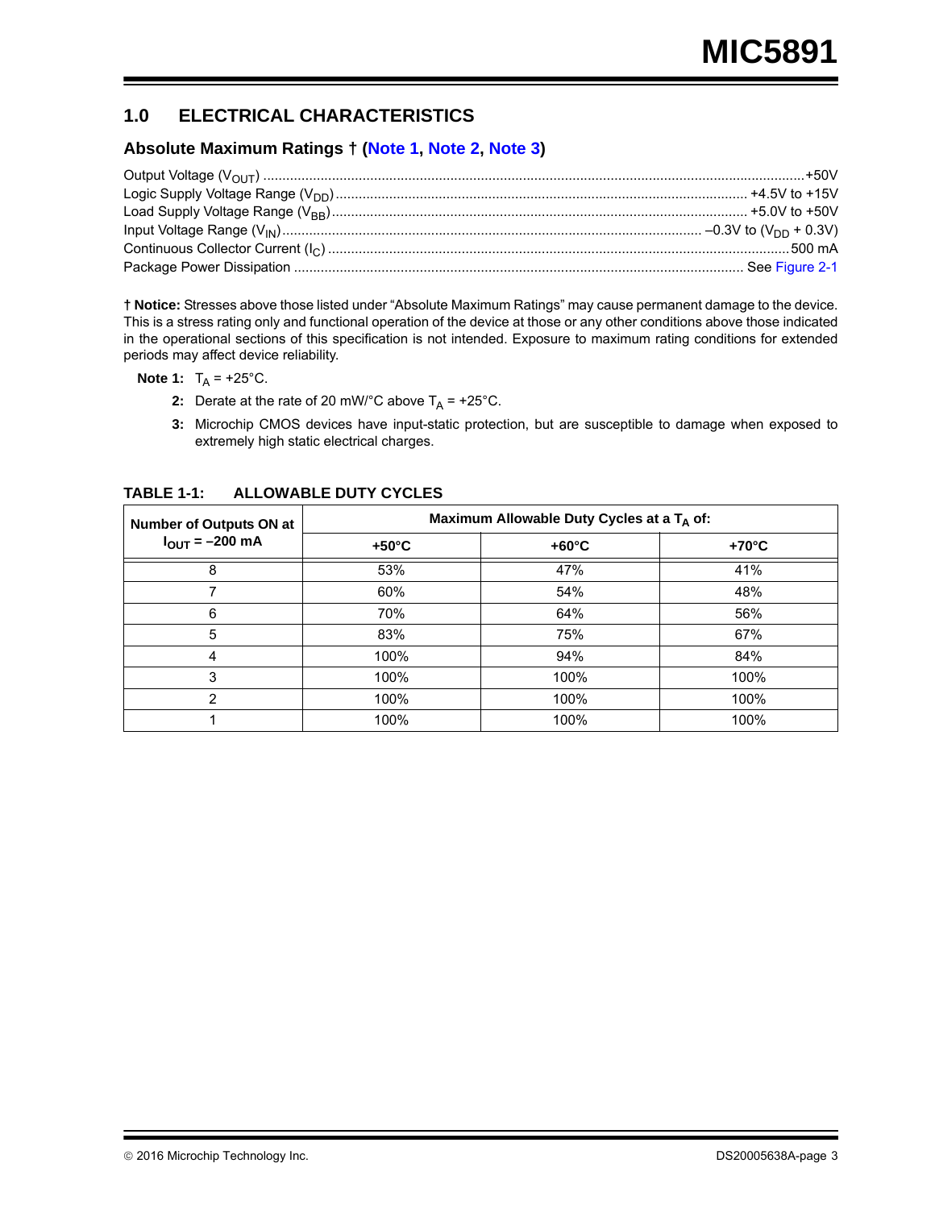## 1.0 ELECTRICAL CHARACTERISTICS

### Absolute Maximum Ratings † (Note 1, Note 2, Note 3)

Output Voltage ($V_{OUT}$) ............................................................ +50V
Logic Supply Voltage Range ($V_{DD}$) ............................................................ +4.5V to +15V
Load Supply Voltage Range ($V_{BB}$) ............................................................ +5.0V to +50V
Input Voltage Range ($V_{IN}$) ............................................................ –0.3V to ($V_{DD}$ + 0.3V)
Continuous Collector Current ($I_C$) ............................................................ 500 mA
Package Power Dissipation ............................................................ See Figure 2-1

**† Notice:** Stresses above those listed under "Absolute Maximum Ratings" may cause permanent damage to the device. This is a stress rating only and functional operation of the device at those or any other conditions above those indicated in the operational sections of this specification is not intended. Exposure to maximum rating conditions for extended periods may affect device reliability.

**Note 1:** $T_A$ = +25°C.

**2:** Derate at the rate of 20 mW/°C above $T_A$ = +25°C.

**3:** Microchip CMOS devices have input-static protection, but are susceptible to damage when exposed to extremely high static electrical charges.

**TABLE 1-1: ALLOWABLE DUTY CYCLES**

| Number of Outputs ON at $I_{OUT}$ = –200 mA | Maximum Allowable Duty Cycles at a $T_A$ of: | | |
|---|---|---|---|
| | +50°C | +60°C | +70°C |
| 8 | 53% | 47% | 41% |
| 7 | 60% | 54% | 48% |
| 6 | 70% | 64% | 56% |
| 5 | 83% | 75% | 67% |
| 4 | 100% | 94% | 84% |
| 3 | 100% | 100% | 100% |
| 2 | 100% | 100% | 100% |
| 1 | 100% | 100% | 100% |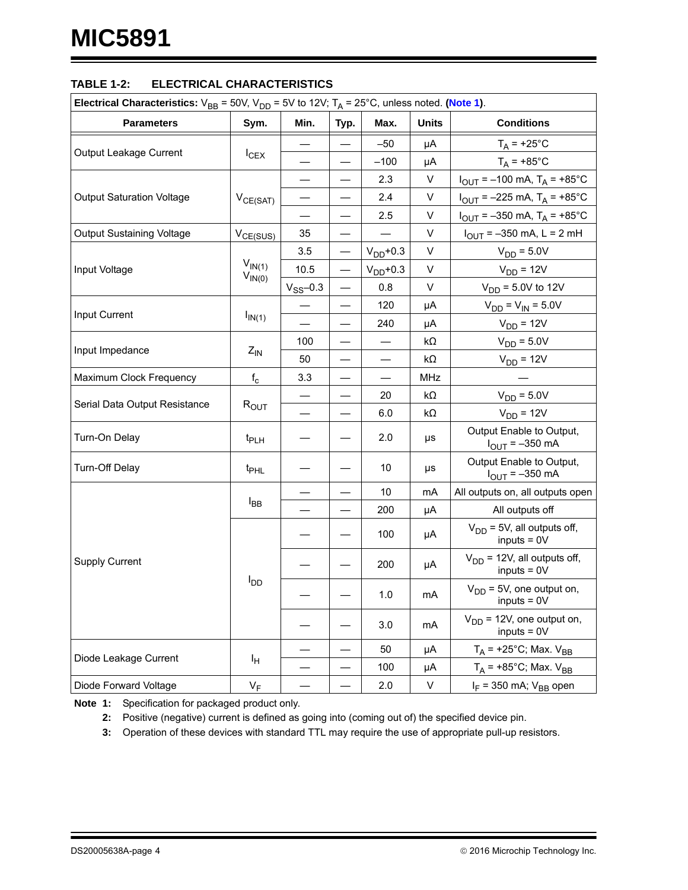## TABLE 1-2: ELECTRICAL CHARACTERISTICS

| **Electrical Characteristics:** $V_{BB}$ = 50V, $V_{DD}$ = 5V to 12V; $T_A$ = 25°C, unless noted. **(Note 1)**. | | | | | | |
|---|---|---|---|---|---|---|
| **Parameters** | **Sym.** | **Min.** | **Typ.** | **Max.** | **Units** | **Conditions** |
| Output Leakage Current | $I_{CEX}$ | — | — | –50 | µA | $T_A$ = +25°C |
| | | — | — | –100 | µA | $T_A$ = +85°C |
| Output Saturation Voltage | $V_{CE(SAT)}$ | — | — | 2.3 | V | $I_{OUT}$ = –100 mA, $T_A$ = +85°C |
| | | — | — | 2.4 | V | $I_{OUT}$ = –225 mA, $T_A$ = +85°C |
| | | — | — | 2.5 | V | $I_{OUT}$ = –350 mA, $T_A$ = +85°C |
| Output Sustaining Voltage | $V_{CE(SUS)}$ | 35 | — | — | V | $I_{OUT}$ = –350 mA, L = 2 mH |
| Input Voltage | $V_{IN(1)}$ $V_{IN(0)}$ | 3.5 | — | $V_{DD}$+0.3 | V | $V_{DD}$ = 5.0V |
| | | 10.5 | — | $V_{DD}$+0.3 | V | $V_{DD}$ = 12V |
| | | $V_{SS}$–0.3 | — | 0.8 | V | $V_{DD}$ = 5.0V to 12V |
| Input Current | $I_{IN(1)}$ | — | — | 120 | µA | $V_{DD}$ = $V_{IN}$ = 5.0V |
| | | — | — | 240 | µA | $V_{DD}$ = 12V |
| Input Impedance | $Z_{IN}$ | 100 | — | — | kΩ | $V_{DD}$ = 5.0V |
| | | 50 | — | — | kΩ | $V_{DD}$ = 12V |
| Maximum Clock Frequency | $f_c$ | 3.3 | — | — | MHz | — |
| Serial Data Output Resistance | $R_{OUT}$ | — | — | 20 | kΩ | $V_{DD}$ = 5.0V |
| | | — | — | 6.0 | kΩ | $V_{DD}$ = 12V |
| Turn-On Delay | $t_{PLH}$ | — | — | 2.0 | µs | Output Enable to Output, $I_{OUT}$ = –350 mA |
| Turn-Off Delay | $t_{PHL}$ | — | — | 10 | µs | Output Enable to Output, $I_{OUT}$ = –350 mA |
| Supply Current | $I_{BB}$ | — | — | 10 | mA | All outputs on, all outputs open |
| | | — | — | 200 | µA | All outputs off |
| | $I_{DD}$ | — | — | 100 | µA | $V_{DD}$ = 5V, all outputs off, inputs = 0V |
| | | — | — | 200 | µA | $V_{DD}$ = 12V, all outputs off, inputs = 0V |
| | | — | — | 1.0 | mA | $V_{DD}$ = 5V, one output on, inputs = 0V |
| | | — | — | 3.0 | mA | $V_{DD}$ = 12V, one output on, inputs = 0V |
| Diode Leakage Current | $I_H$ | — | — | 50 | µA | $T_A$ = +25°C; Max. $V_{BB}$ |
| | | — | — | 100 | µA | $T_A$ = +85°C; Max. $V_{BB}$ |
| Diode Forward Voltage | $V_F$ | — | — | 2.0 | V | $I_F$ = 350 mA; $V_{BB}$ open |

**Note 1:** Specification for packaged product only.

**2:** Positive (negative) current is defined as going into (coming out of) the specified device pin.

**3:** Operation of these devices with standard TTL may require the use of appropriate pull-up resistors.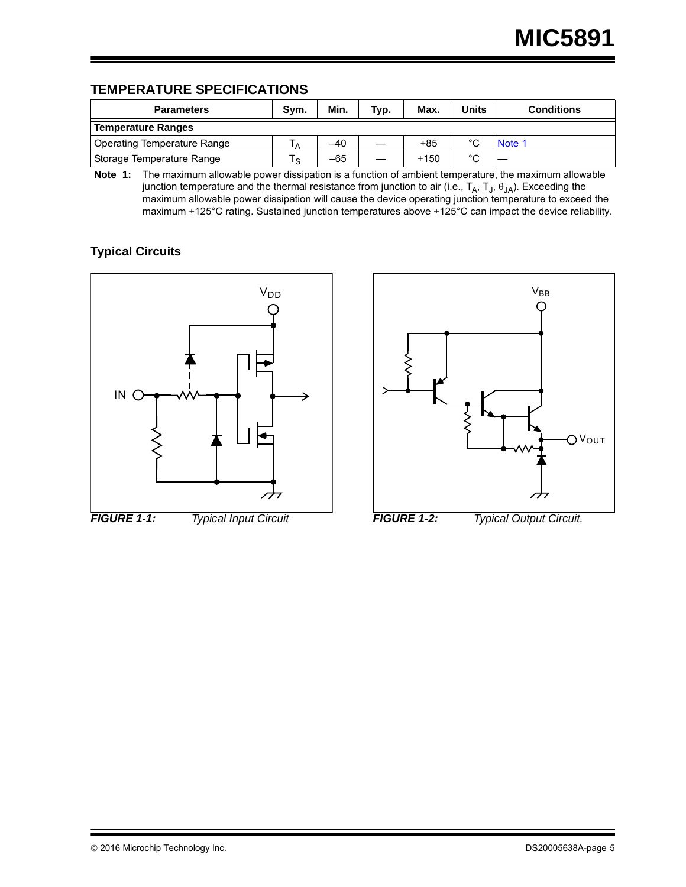## TEMPERATURE SPECIFICATIONS

| Parameters | Sym. | Min. | Typ. | Max. | Units | Conditions |
|---|---|---|---|---|---|---|
| **Temperature Ranges** | | | | | | |
| Operating Temperature Range | $T_A$ | –40 | — | +85 | °C | Note 1 |
| Storage Temperature Range | $T_S$ | –65 | — | +150 | °C | — |

**Note 1:** The maximum allowable power dissipation is a function of ambient temperature, the maximum allowable junction temperature and the thermal resistance from junction to air (i.e., $T_A$, $T_J$, $\theta_{JA}$). Exceeding the maximum allowable power dissipation will cause the device operating junction temperature to exceed the maximum +125°C rating. Sustained junction temperatures above +125°C can impact the device reliability.

### Typical Circuits

***FIGURE 1-1:*** *Typical Input Circuit*

***FIGURE 1-2:*** *Typical Output Circuit.*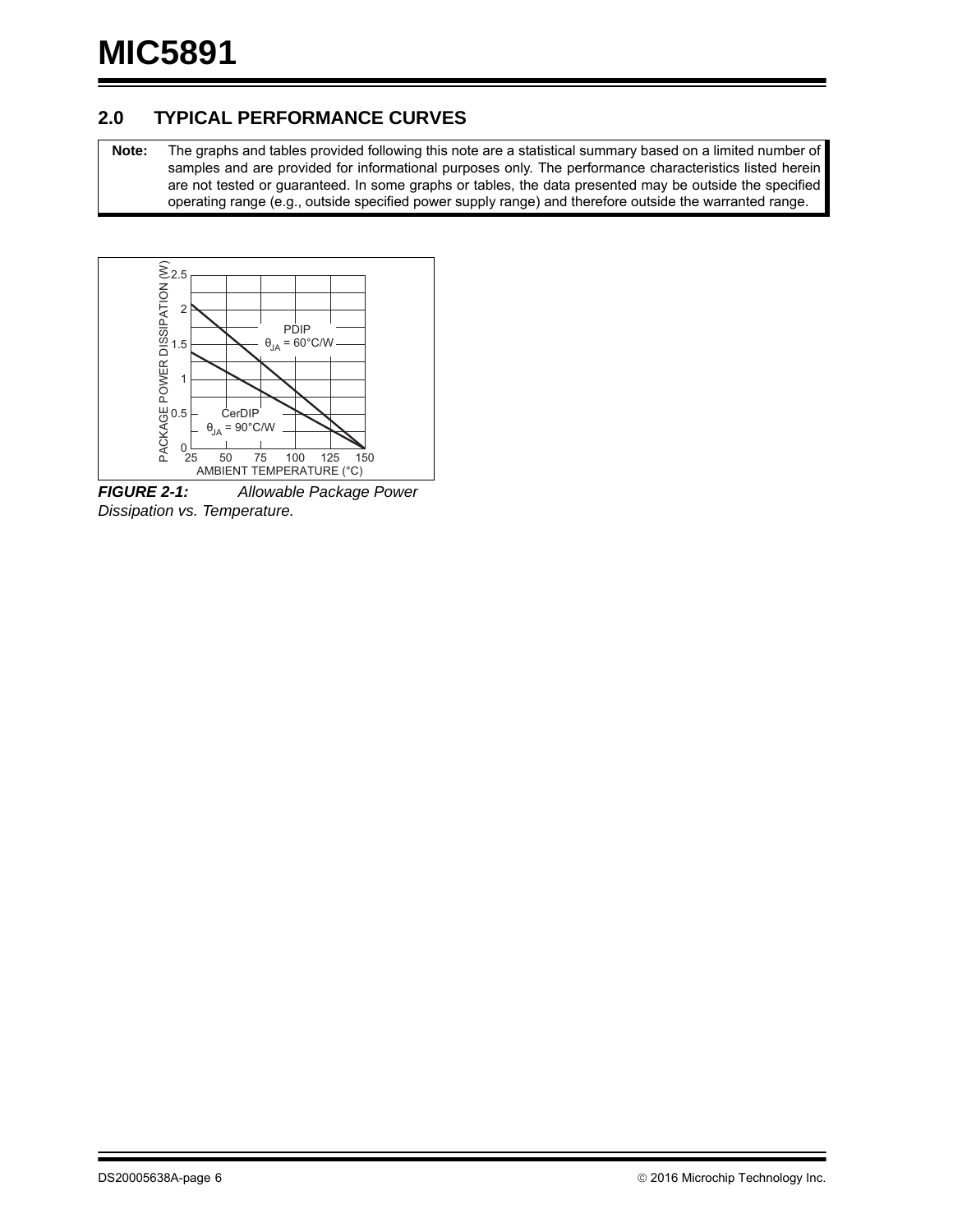## 2.0 TYPICAL PERFORMANCE CURVES

**Note:** The graphs and tables provided following this note are a statistical summary based on a limited number of samples and are provided for informational purposes only. The performance characteristics listed herein are not tested or guaranteed. In some graphs or tables, the data presented may be outside the specified operating range (e.g., outside specified power supply range) and therefore outside the warranted range.

***FIGURE 2-1:*** *Allowable Package Power Dissipation vs. Temperature.*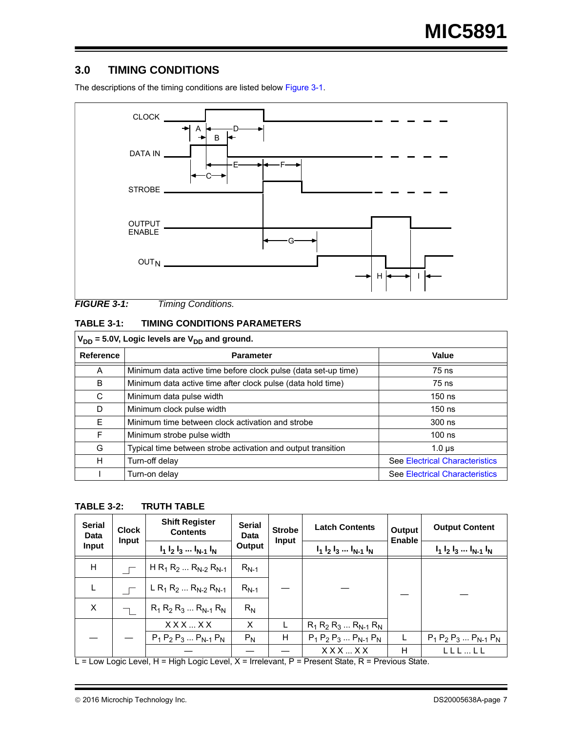## 3.0 TIMING CONDITIONS

The descriptions of the timing conditions are listed below Figure 3-1.

***FIGURE 3-1:*** *Timing Conditions.*

**TABLE 3-1: TIMING CONDITIONS PARAMETERS**

| $V_{DD}$ = 5.0V, Logic levels are $V_{DD}$ and ground. | | |
|---|---|---|
| **Reference** | **Parameter** | **Value** |
| A | Minimum data active time before clock pulse (data set-up time) | 75 ns |
| B | Minimum data active time after clock pulse (data hold time) | 75 ns |
| C | Minimum data pulse width | 150 ns |
| D | Minimum clock pulse width | 150 ns |
| E | Minimum time between clock activation and strobe | 300 ns |
| F | Minimum strobe pulse width | 100 ns |
| G | Typical time between strobe activation and output transition | 1.0 µs |
| H | Turn-off delay | See Electrical Characteristics |
| I | Turn-on delay | See Electrical Characteristics |

**TABLE 3-2: TRUTH TABLE**

| Serial Data Input | Clock Input | Shift Register Contents | Serial Data Output | Strobe Input | Latch Contents | Output Enable | Output Content |
|---|---|---|---|---|---|---|---|
| | | $I_1\ I_2\ I_3\ ...\ I_{N-1}\ I_N$ | | | $I_1\ I_2\ I_3\ ...\ I_{N-1}\ I_N$ | | $I_1\ I_2\ I_3\ ...\ I_{N-1}\ I_N$ |
| H | ⌐ (rising) | H $R_1$ $R_2$ ... $R_{N-2}$ $R_{N-1}$ | $R_{N-1}$ | — | — | — | — |
| L | ⌐ (rising) | L $R_1$ $R_2$ ... $R_{N-2}$ $R_{N-1}$ | $R_{N-1}$ | | | | |
| X | ⌐ (falling) | $R_1$ $R_2$ $R_3$ ... $R_{N-1}$ $R_N$ | $R_N$ | | | | |
| — | — | X X X ... X X | X | L | $R_1$ $R_2$ $R_3$ ... $R_{N-1}$ $R_N$ | | |
| | | $P_1$ $P_2$ $P_3$ ... $P_{N-1}$ $P_N$ | $P_N$ | H | $P_1$ $P_2$ $P_3$ ... $P_{N-1}$ $P_N$ | L | $P_1$ $P_2$ $P_3$ ... $P_{N-1}$ $P_N$ |
| | | — | — | — | X X X ... X X | H | L L L ... L L |

L = Low Logic Level, H = High Logic Level, X = Irrelevant, P = Present State, R = Previous State.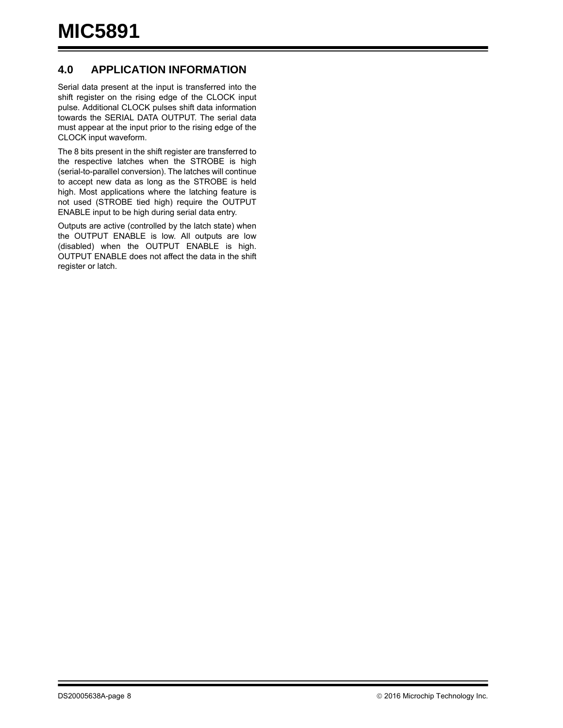## 4.0 APPLICATION INFORMATION

Serial data present at the input is transferred into the shift register on the rising edge of the CLOCK input pulse. Additional CLOCK pulses shift data information towards the SERIAL DATA OUTPUT. The serial data must appear at the input prior to the rising edge of the CLOCK input waveform.

The 8 bits present in the shift register are transferred to the respective latches when the STROBE is high (serial-to-parallel conversion). The latches will continue to accept new data as long as the STROBE is held high. Most applications where the latching feature is not used (STROBE tied high) require the OUTPUT ENABLE input to be high during serial data entry.

Outputs are active (controlled by the latch state) when the OUTPUT ENABLE is low. All outputs are low (disabled) when the OUTPUT ENABLE is high. OUTPUT ENABLE does not affect the data in the shift register or latch.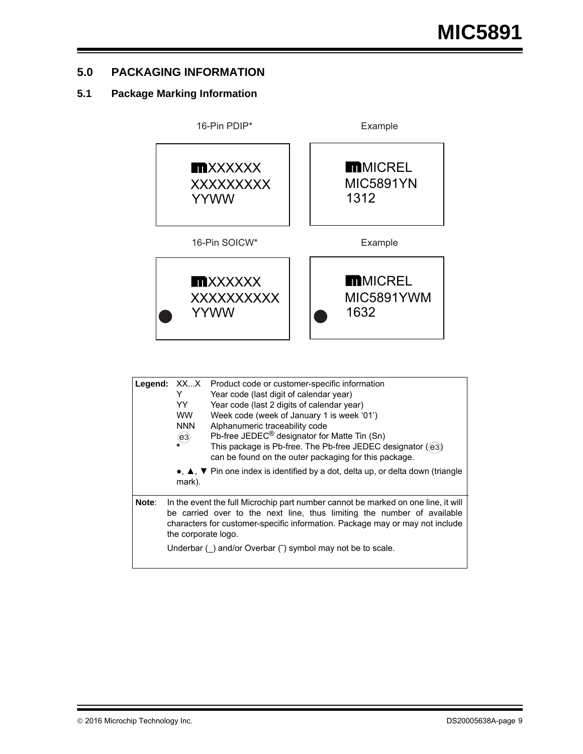## 5.0 PACKAGING INFORMATION

### 5.1 Package Marking Information

| 16-Pin PDIP* | Example |
|---|---|
| XXXXXX<br>XXXXXXXXX<br>YYWW | MICREL<br>MIC5891YN<br>1312 |

| 16-Pin SOICW* | Example |
|---|---|
| ● XXXXXX<br>XXXXXXXXXX<br>YYWW | ● MICREL<br>MIC5891YWM<br>1632 |

**Legend:**

| | |
|---|---|
| XX...X | Product code or customer-specific information |
| Y | Year code (last digit of calendar year) |
| YY | Year code (last 2 digits of calendar year) |
| WW | Week code (week of January 1 is week '01') |
| NNN | Alphanumeric traceability code |
| (e3) | Pb-free JEDEC® designator for Matte Tin (Sn) |
| * | This package is Pb-free. The Pb-free JEDEC designator ((e3)) can be found on the outer packaging for this package. |

●, ▲, ▼ Pin one index is identified by a dot, delta up, or delta down (triangle mark).

**Note**: In the event the full Microchip part number cannot be marked on one line, it will be carried over to the next line, thus limiting the number of available characters for customer-specific information. Package may or may not include the corporate logo.

Underbar (_) and/or Overbar (‾) symbol may not be to scale.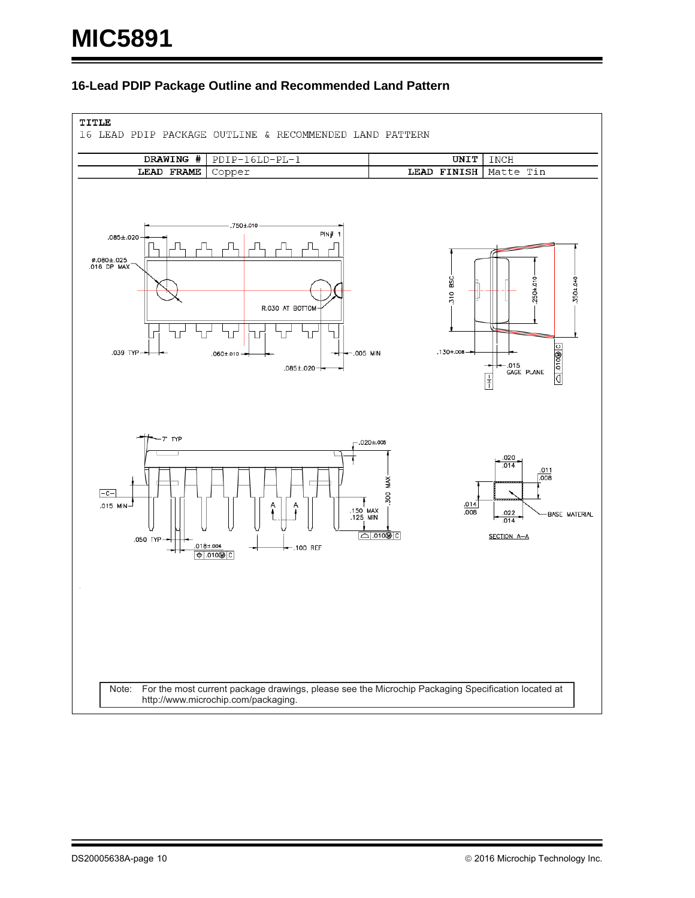## 16-Lead PDIP Package Outline and Recommended Land Pattern

TITLE
16 LEAD PDIP PACKAGE OUTLINE & RECOMMENDED LAND PATTERN

| DRAWING # | PDIP-16LD-PL-1 | UNIT | INCH |
|---|---|---|---|
| LEAD FRAME | Copper | LEAD FINISH | Matte Tin |

.750±.010

.085±.020

PIN# 1

ø.080±.025
.016 DP MAX

R.030 AT BOTTOM

.039 TYP

.060±.010

.005 MIN

.085±.020

.310 BSC

.250±.010

.350±.040

.130±.008

.015
GAGE PLANE

.010Ⓜ C

7° TYP

.020±.005

-C-

.015 MIN

.300 MAX

.150 MAX
.125 MIN

.010Ⓜ C

.050 TYP

.018±.004

.010Ⓜ C

.100 REF

A A

.020
.014

.011
.008

.014
.008

.022
.014

BASE MATERIAL

SECTION A–A

Note: For the most current package drawings, please see the Microchip Packaging Specification located at http://www.microchip.com/packaging.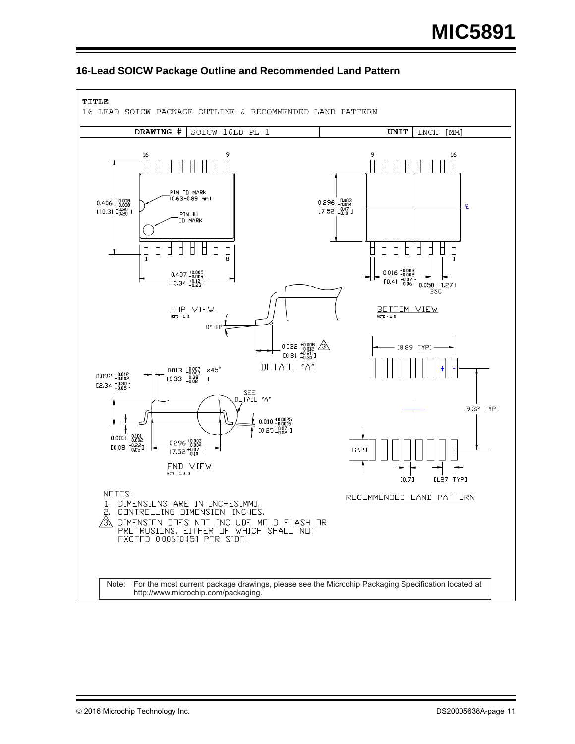## 16-Lead SOICW Package Outline and Recommended Land Pattern

**TITLE**

16 LEAD SOICW PACKAGE OUTLINE & RECOMMENDED LAND PATTERN

| DRAWING # | SOICW-16LD-PL-1 | UNIT | INCH [MM] |
|---|---|---|---|

TOP VIEW (NOTE: 1, 2)

- PIN ID MARK [0.63–0.89 mm]
- PIN #1 ID MARK
- $0.406 ^{+0.008}_{-0.008}$ $[10.31 ^{+0.20}_{-0.20}]$
- $0.407 ^{+0.005}_{-0.009}$ $[10.34 ^{+0.12}_{-0.23}]$

BOTTOM VIEW (NOTE: 1, 2)

- $0.296 ^{+0.003}_{-0.004}$ $[7.52 ^{+0.07}_{-0.10}]$
- $0.016 ^{+0.003}_{-0.002}$ $[0.41 ^{+0.07}_{-0.06}]$
- 0.050 [1.27] BSC

DETAIL "A"

- 0°–8°
- $0.032 ^{+0.008}_{-0.012}$ $[0.81 ^{+0.21}_{-0.30}]$ (3)

END VIEW (NOTE: 1, 2, 3)

- $0.092 ^{+0.012}_{-0.002}$ $[2.34 ^{+0.30}_{-0.05}]$
- $0.013 ^{+0.007}_{-0.003}$ $[0.33 ^{+0.38}_{-0.08}]$ ×45°
- SEE DETAIL "A"
- $0.010 ^{+0.0025}_{-0.0009}$ $[0.25 ^{+0.07}_{-0.02}]$
- $0.003 ^{+0.101}_{-0.002}$ $[0.08 ^{+0.22}_{-0.05}]$
- $0.296 ^{+0.003}_{-0.004}$ $[7.52 ^{+0.07}_{-0.10}]$

RECOMMENDED LAND PATTERN

- [8.89 TYP]
- [9.32 TYP]
- [2.2]
- [0.7]
- [1.27 TYP]

NOTES:

1. DIMENSIONS ARE IN INCHES[MM].
2. CONTROLLING DIMENSION: INCHES.
3. DIMENSION DOES NOT INCLUDE MOLD FLASH OR PROTRUSIONS, EITHER OF WHICH SHALL NOT EXCEED 0.006[0.15] PER SIDE.

Note: For the most current package drawings, please see the Microchip Packaging Specification located at http://www.microchip.com/packaging.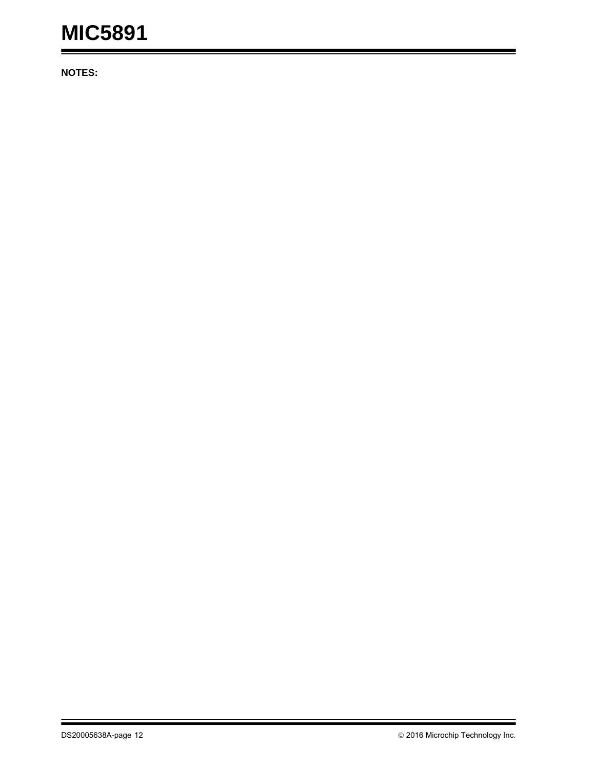**NOTES:**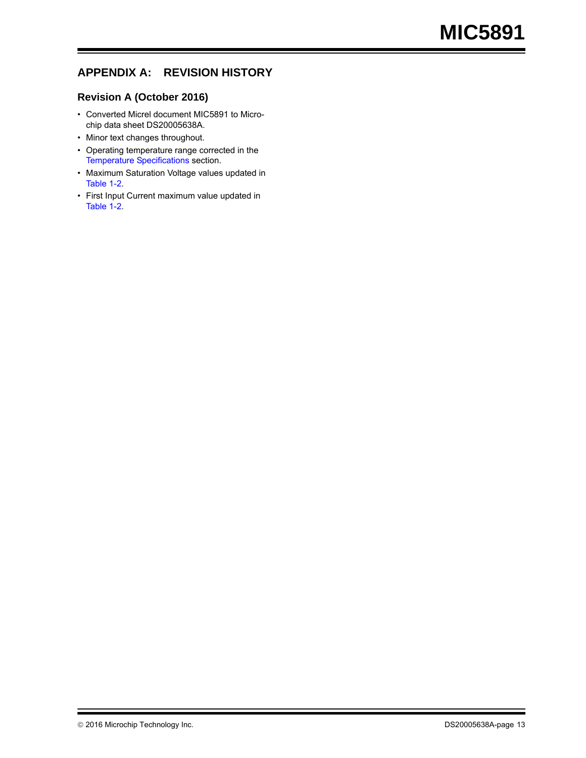## APPENDIX A: REVISION HISTORY

### Revision A (October 2016)

- Converted Micrel document MIC5891 to Microchip data sheet DS20005638A.
- Minor text changes throughout.
- Operating temperature range corrected in the Temperature Specifications section.
- Maximum Saturation Voltage values updated in Table 1-2.
- First Input Current maximum value updated in Table 1-2.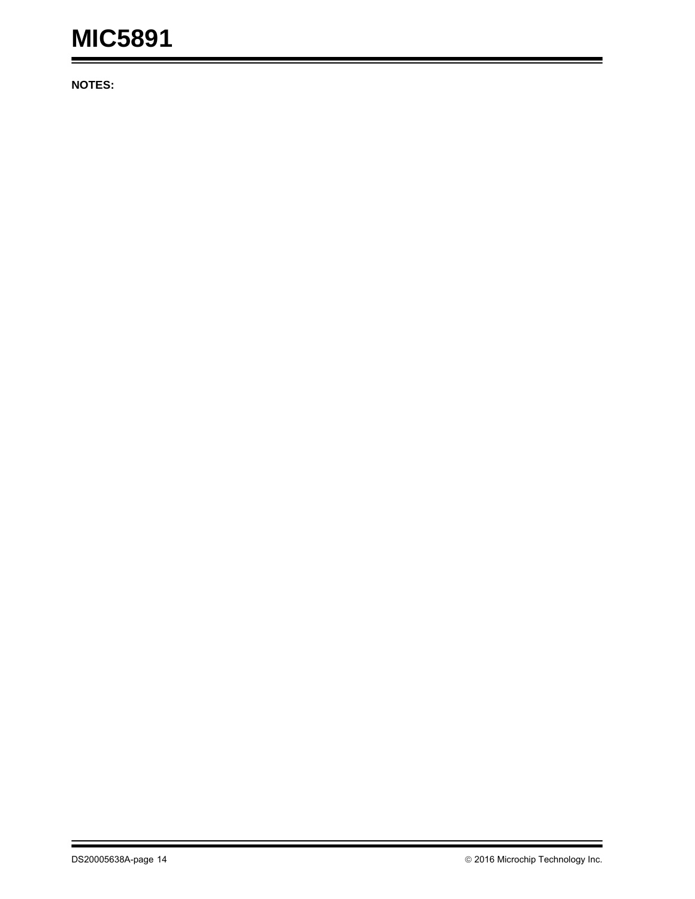**NOTES:**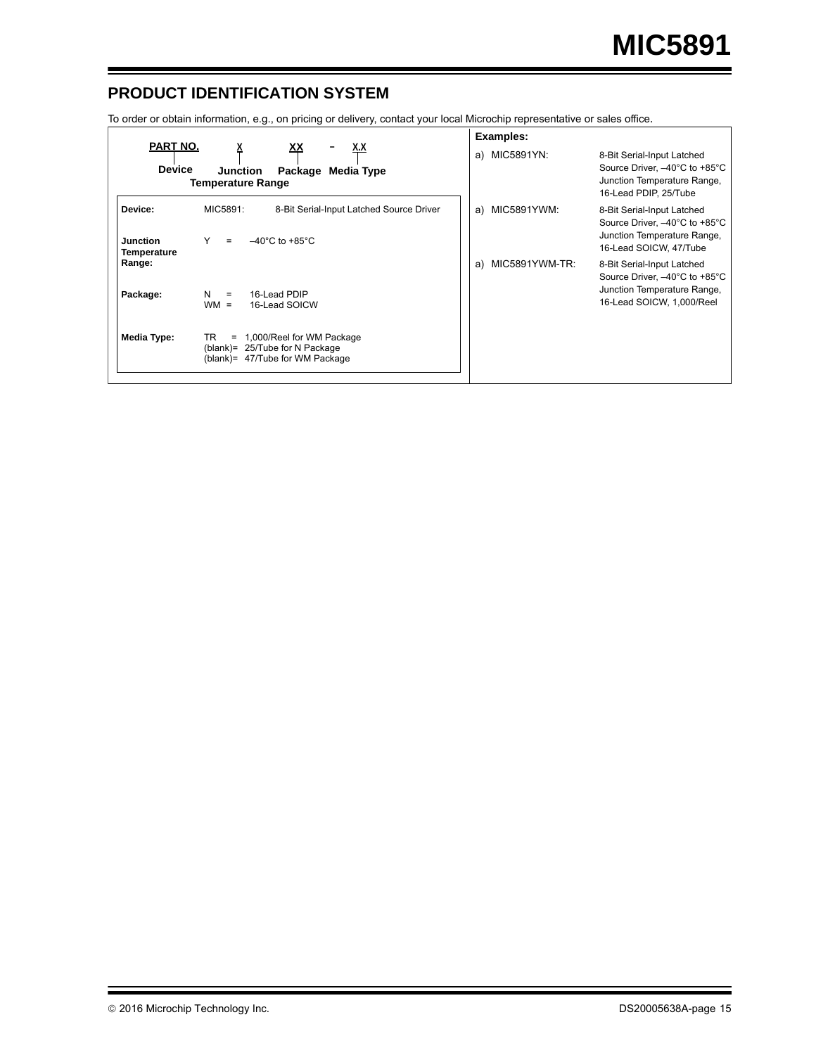## PRODUCT IDENTIFICATION SYSTEM

To order or obtain information, e.g., on pricing or delivery, contact your local Microchip representative or sales office.

| PART NO. | X | XX | - | X.X |
|---|---|---|---|---|
| Device | Junction Temperature Range | Package | | Media Type |

| | | |
|---|---|---|
| **Device:** | MIC5891: | 8-Bit Serial-Input Latched Source Driver |
| **Junction Temperature Range:** | Y = | –40°C to +85°C |
| **Package:** | N = | 16-Lead PDIP |
| | WM = | 16-Lead SOICW |
| **Media Type:** | TR = | 1,000/Reel for WM Package |
| | (blank)= | 25/Tube for N Package |
| | (blank)= | 47/Tube for WM Package |

**Examples:**

| | |
|---|---|
| a) MIC5891YN: | 8-Bit Serial-Input Latched Source Driver, –40°C to +85°C Junction Temperature Range, 16-Lead PDIP, 25/Tube |
| a) MIC5891YWM: | 8-Bit Serial-Input Latched Source Driver, –40°C to +85°C Junction Temperature Range, 16-Lead SOICW, 47/Tube |
| a) MIC5891YWM-TR: | 8-Bit Serial-Input Latched Source Driver, –40°C to +85°C Junction Temperature Range, 16-Lead SOICW, 1,000/Reel |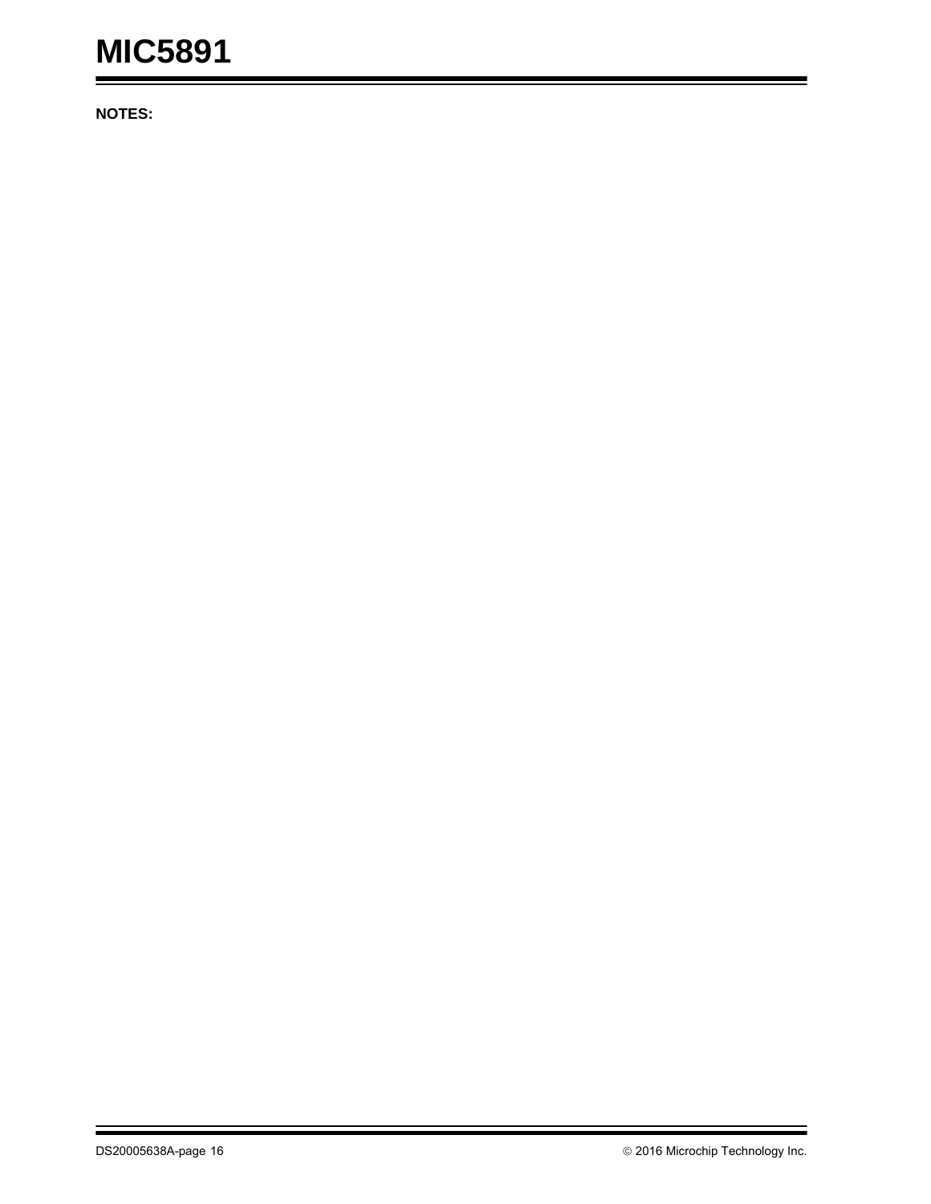**NOTES:**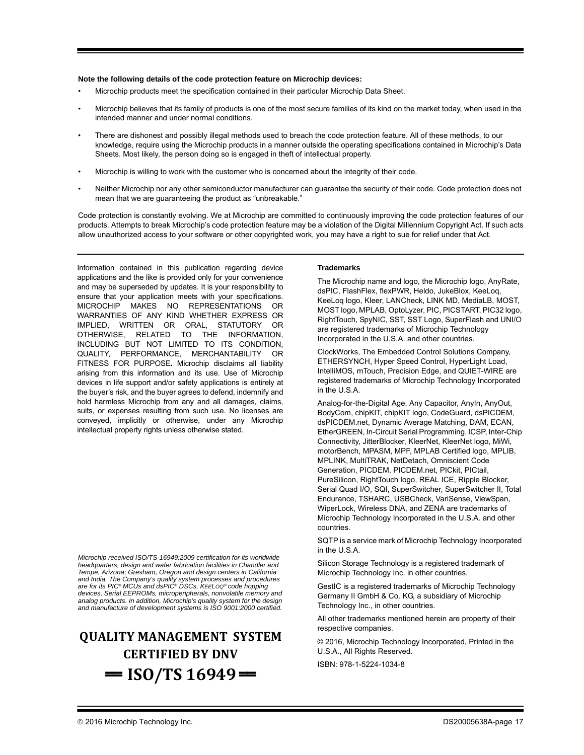**Note the following details of the code protection feature on Microchip devices:**

- Microchip products meet the specification contained in their particular Microchip Data Sheet.
- Microchip believes that its family of products is one of the most secure families of its kind on the market today, when used in the intended manner and under normal conditions.
- There are dishonest and possibly illegal methods used to breach the code protection feature. All of these methods, to our knowledge, require using the Microchip products in a manner outside the operating specifications contained in Microchip's Data Sheets. Most likely, the person doing so is engaged in theft of intellectual property.
- Microchip is willing to work with the customer who is concerned about the integrity of their code.
- Neither Microchip nor any other semiconductor manufacturer can guarantee the security of their code. Code protection does not mean that we are guaranteeing the product as "unbreakable."

Code protection is constantly evolving. We at Microchip are committed to continuously improving the code protection features of our products. Attempts to break Microchip's code protection feature may be a violation of the Digital Millennium Copyright Act. If such acts allow unauthorized access to your software or other copyrighted work, you may have a right to sue for relief under that Act.

---

Information contained in this publication regarding device applications and the like is provided only for your convenience and may be superseded by updates. It is your responsibility to ensure that your application meets with your specifications. MICROCHIP MAKES NO REPRESENTATIONS OR WARRANTIES OF ANY KIND WHETHER EXPRESS OR IMPLIED, WRITTEN OR ORAL, STATUTORY OR OTHERWISE, RELATED TO THE INFORMATION, INCLUDING BUT NOT LIMITED TO ITS CONDITION, QUALITY, PERFORMANCE, MERCHANTABILITY OR FITNESS FOR PURPOSE**.** Microchip disclaims all liability arising from this information and its use. Use of Microchip devices in life support and/or safety applications is entirely at the buyer's risk, and the buyer agrees to defend, indemnify and hold harmless Microchip from any and all damages, claims, suits, or expenses resulting from such use. No licenses are conveyed, implicitly or otherwise, under any Microchip intellectual property rights unless otherwise stated.

*Microchip received ISO/TS-16949:2009 certification for its worldwide headquarters, design and wafer fabrication facilities in Chandler and Tempe, Arizona; Gresham, Oregon and design centers in California and India. The Company's quality system processes and procedures are for its PIC® MCUs and dsPIC® DSCs, KEELOQ® code hopping devices, Serial EEPROMs, microperipherals, nonvolatile memory and analog products. In addition, Microchip's quality system for the design and manufacture of development systems is ISO 9001:2000 certified.*

**QUALITY MANAGEMENT SYSTEM CERTIFIED BY DNV**

**== ISO/TS 16949 ==**

**Trademarks**

The Microchip name and logo, the Microchip logo, AnyRate, dsPIC, FlashFlex, flexPWR, Heldo, JukeBlox, KeeLoq, KeeLoq logo, Kleer, LANCheck, LINK MD, MediaLB, MOST, MOST logo, MPLAB, OptoLyzer, PIC, PICSTART, PIC32 logo, RightTouch, SpyNIC, SST, SST Logo, SuperFlash and UNI/O are registered trademarks of Microchip Technology Incorporated in the U.S.A. and other countries.

ClockWorks, The Embedded Control Solutions Company, ETHERSYNCH, Hyper Speed Control, HyperLight Load, IntelliMOS, mTouch, Precision Edge, and QUIET-WIRE are registered trademarks of Microchip Technology Incorporated in the U.S.A.

Analog-for-the-Digital Age, Any Capacitor, AnyIn, AnyOut, BodyCom, chipKIT, chipKIT logo, CodeGuard, dsPICDEM, dsPICDEM.net, Dynamic Average Matching, DAM, ECAN, EtherGREEN, In-Circuit Serial Programming, ICSP, Inter-Chip Connectivity, JitterBlocker, KleerNet, KleerNet logo, MiWi, motorBench, MPASM, MPF, MPLAB Certified logo, MPLIB, MPLINK, MultiTRAK, NetDetach, Omniscient Code Generation, PICDEM, PICDEM.net, PICkit, PICtail, PureSilicon, RightTouch logo, REAL ICE, Ripple Blocker, Serial Quad I/O, SQI, SuperSwitcher, SuperSwitcher II, Total Endurance, TSHARC, USBCheck, VariSense, ViewSpan, WiperLock, Wireless DNA, and ZENA are trademarks of Microchip Technology Incorporated in the U.S.A. and other countries.

SQTP is a service mark of Microchip Technology Incorporated in the U.S.A.

Silicon Storage Technology is a registered trademark of Microchip Technology Inc. in other countries.

GestIC is a registered trademarks of Microchip Technology Germany II GmbH & Co. KG, a subsidiary of Microchip Technology Inc., in other countries.

All other trademarks mentioned herein are property of their respective companies.

© 2016, Microchip Technology Incorporated, Printed in the U.S.A., All Rights Reserved.

ISBN: 978-1-5224-1034-8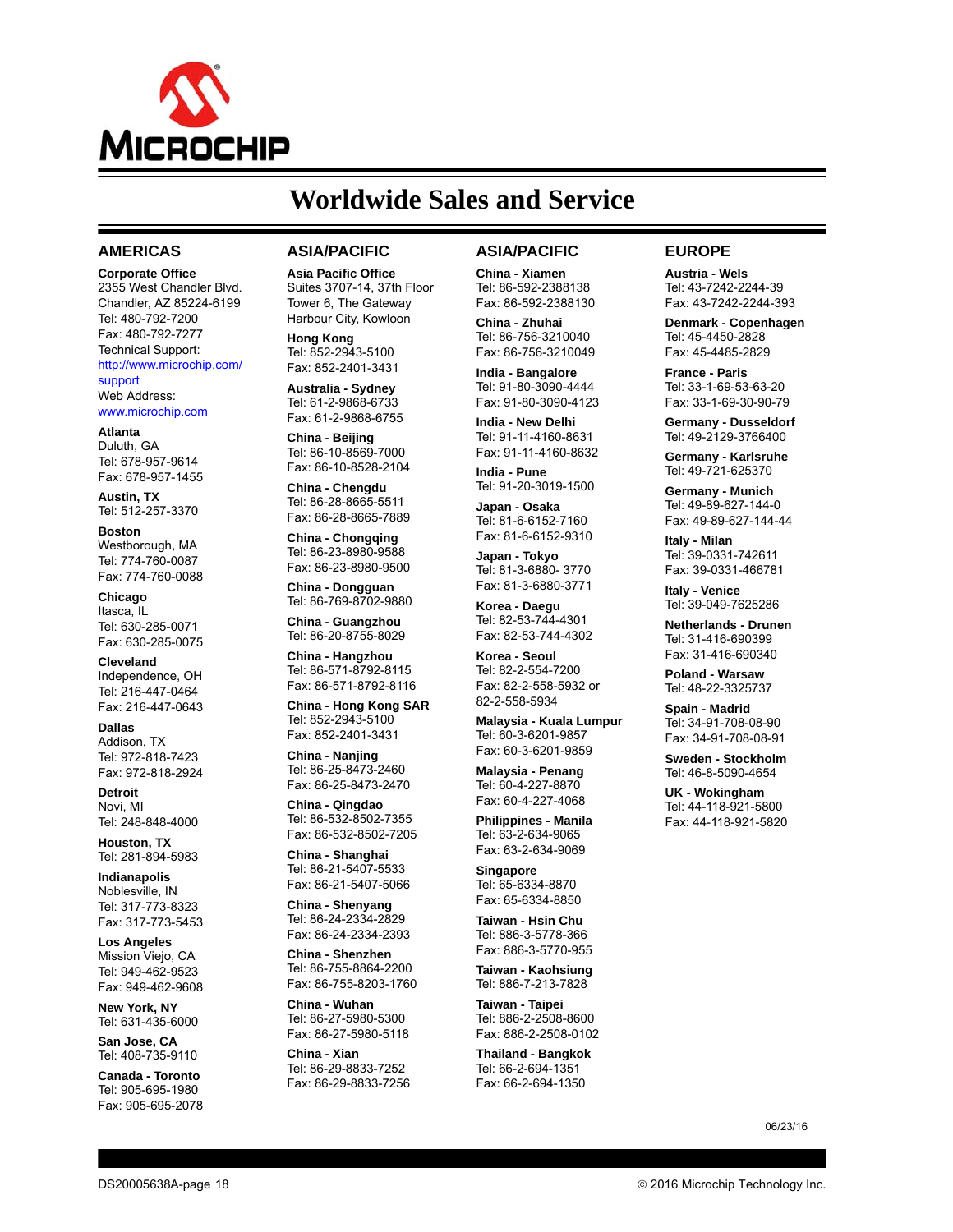# Worldwide Sales and Service

## AMERICAS

**Corporate Office**
2355 West Chandler Blvd.
Chandler, AZ 85224-6199
Tel: 480-792-7200
Fax: 480-792-7277
Technical Support:
http://www.microchip.com/support
Web Address:
www.microchip.com

**Atlanta**
Duluth, GA
Tel: 678-957-9614
Fax: 678-957-1455

**Austin, TX**
Tel: 512-257-3370

**Boston**
Westborough, MA
Tel: 774-760-0087
Fax: 774-760-0088

**Chicago**
Itasca, IL
Tel: 630-285-0071
Fax: 630-285-0075

**Cleveland**
Independence, OH
Tel: 216-447-0464
Fax: 216-447-0643

**Dallas**
Addison, TX
Tel: 972-818-7423
Fax: 972-818-2924

**Detroit**
Novi, MI
Tel: 248-848-4000

**Houston, TX**
Tel: 281-894-5983

**Indianapolis**
Noblesville, IN
Tel: 317-773-8323
Fax: 317-773-5453

**Los Angeles**
Mission Viejo, CA
Tel: 949-462-9523
Fax: 949-462-9608

**New York, NY**
Tel: 631-435-6000

**San Jose, CA**
Tel: 408-735-9110

**Canada - Toronto**
Tel: 905-695-1980
Fax: 905-695-2078

## ASIA/PACIFIC

**Asia Pacific Office**
Suites 3707-14, 37th Floor
Tower 6, The Gateway
Harbour City, Kowloon

**Hong Kong**
Tel: 852-2943-5100
Fax: 852-2401-3431

**Australia - Sydney**
Tel: 61-2-9868-6733
Fax: 61-2-9868-6755

**China - Beijing**
Tel: 86-10-8569-7000
Fax: 86-10-8528-2104

**China - Chengdu**
Tel: 86-28-8665-5511
Fax: 86-28-8665-7889

**China - Chongqing**
Tel: 86-23-8980-9588
Fax: 86-23-8980-9500

**China - Dongguan**
Tel: 86-769-8702-9880

**China - Guangzhou**
Tel: 86-20-8755-8029

**China - Hangzhou**
Tel: 86-571-8792-8115
Fax: 86-571-8792-8116

**China - Hong Kong SAR**
Tel: 852-2943-5100
Fax: 852-2401-3431

**China - Nanjing**
Tel: 86-25-8473-2460
Fax: 86-25-8473-2470

**China - Qingdao**
Tel: 86-532-8502-7355
Fax: 86-532-8502-7205

**China - Shanghai**
Tel: 86-21-5407-5533
Fax: 86-21-5407-5066

**China - Shenyang**
Tel: 86-24-2334-2829
Fax: 86-24-2334-2393

**China - Shenzhen**
Tel: 86-755-8864-2200
Fax: 86-755-8203-1760

**China - Wuhan**
Tel: 86-27-5980-5300
Fax: 86-27-5980-5118

**China - Xian**
Tel: 86-29-8833-7252
Fax: 86-29-8833-7256

## ASIA/PACIFIC

**China - Xiamen**
Tel: 86-592-2388138
Fax: 86-592-2388130

**China - Zhuhai**
Tel: 86-756-3210040
Fax: 86-756-3210049

**India - Bangalore**
Tel: 91-80-3090-4444
Fax: 91-80-3090-4123

**India - New Delhi**
Tel: 91-11-4160-8631
Fax: 91-11-4160-8632

**India - Pune**
Tel: 91-20-3019-1500

**Japan - Osaka**
Tel: 81-6-6152-7160
Fax: 81-6-6152-9310

**Japan - Tokyo**
Tel: 81-3-6880- 3770
Fax: 81-3-6880-3771

**Korea - Daegu**
Tel: 82-53-744-4301
Fax: 82-53-744-4302

**Korea - Seoul**
Tel: 82-2-554-7200
Fax: 82-2-558-5932 or 82-2-558-5934

**Malaysia - Kuala Lumpur**
Tel: 60-3-6201-9857
Fax: 60-3-6201-9859

**Malaysia - Penang**
Tel: 60-4-227-8870
Fax: 60-4-227-4068

**Philippines - Manila**
Tel: 63-2-634-9065
Fax: 63-2-634-9069

**Singapore**
Tel: 65-6334-8870
Fax: 65-6334-8850

**Taiwan - Hsin Chu**
Tel: 886-3-5778-366
Fax: 886-3-5770-955

**Taiwan - Kaohsiung**
Tel: 886-7-213-7828

**Taiwan - Taipei**
Tel: 886-2-2508-8600
Fax: 886-2-2508-0102

**Thailand - Bangkok**
Tel: 66-2-694-1351
Fax: 66-2-694-1350

## EUROPE

**Austria - Wels**
Tel: 43-7242-2244-39
Fax: 43-7242-2244-393

**Denmark - Copenhagen**
Tel: 45-4450-2828
Fax: 45-4485-2829

**France - Paris**
Tel: 33-1-69-53-63-20
Fax: 33-1-69-30-90-79

**Germany - Dusseldorf**
Tel: 49-2129-3766400

**Germany - Karlsruhe**
Tel: 49-721-625370

**Germany - Munich**
Tel: 49-89-627-144-0
Fax: 49-89-627-144-44

**Italy - Milan**
Tel: 39-0331-742611
Fax: 39-0331-466781

**Italy - Venice**
Tel: 39-049-7625286

**Netherlands - Drunen**
Tel: 31-416-690399
Fax: 31-416-690340

**Poland - Warsaw**
Tel: 48-22-3325737

**Spain - Madrid**
Tel: 34-91-708-08-90
Fax: 34-91-708-08-91

**Sweden - Stockholm**
Tel: 46-8-5090-4654

**UK - Wokingham**
Tel: 44-118-921-5800
Fax: 44-118-921-5820

06/23/16